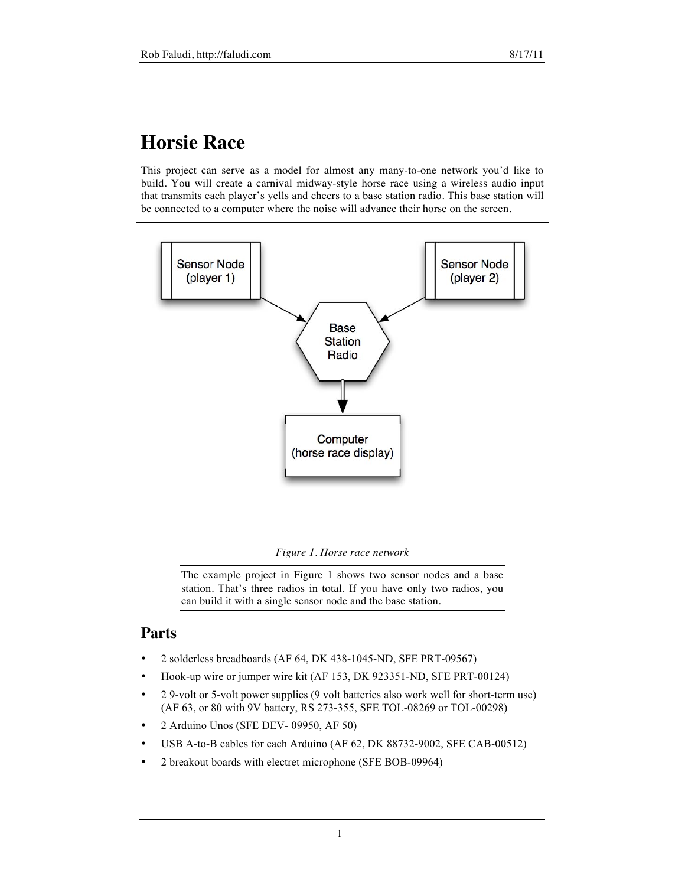# Horsie Race

This project can serve as a model for almost any many-to-one network you'd like to build. You will create a carnival midway-style horse race using a wireless audio input that transmits each player's yells and cheers to a base station radio. This base station will be connected to a computer where the noise will advance their horse on the screen.

*Figure 1. Horse race network*

> The example project in Figure 1 shows two sensor nodes and a base station. That's three radios in total. If you have only two radios, you can build it with a single sensor node and the base station.

## Parts

- 2 solderless breadboards (AF 64, DK 438-1045-ND, SFE PRT-09567)
- Hook-up wire or jumper wire kit (AF 153, DK 923351-ND, SFE PRT-00124)
- 2 9-volt or 5-volt power supplies (9 volt batteries also work well for short-term use) (AF 63, or 80 with 9V battery, RS 273-355, SFE TOL-08269 or TOL-00298)
- 2 Arduino Unos (SFE DEV- 09950, AF 50)
- USB A-to-B cables for each Arduino (AF 62, DK 88732-9002, SFE CAB-00512)
- 2 breakout boards with electret microphone (SFE BOB-09964)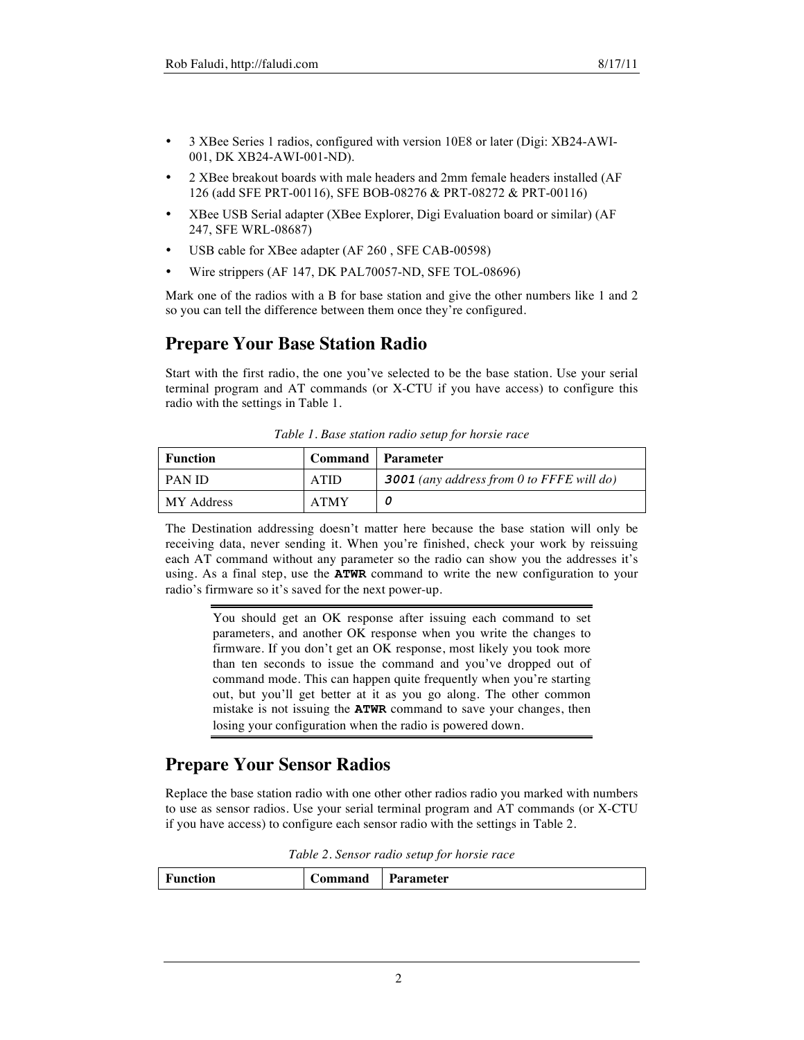- 3 XBee Series 1 radios, configured with version 10E8 or later (Digi: XB24-AWI-001, DK XB24-AWI-001-ND).
- 2 XBee breakout boards with male headers and 2mm female headers installed (AF 126 (add SFE PRT-00116), SFE BOB-08276 & PRT-08272 & PRT-00116)
- XBee USB Serial adapter (XBee Explorer, Digi Evaluation board or similar) (AF 247, SFE WRL-08687)
- USB cable for XBee adapter (AF 260 , SFE CAB-00598)
- Wire strippers (AF 147, DK PAL70057-ND, SFE TOL-08696)

Mark one of the radios with a B for base station and give the other numbers like 1 and 2 so you can tell the difference between them once they're configured.

## Prepare Your Base Station Radio

Start with the first radio, the one you've selected to be the base station. Use your serial terminal program and AT commands (or X-CTU if you have access) to configure this radio with the settings in Table 1.

*Table 1. Base station radio setup for horsie race*

| Function | Command | Parameter |
|---|---|---|
| PAN ID | ATID | `3001` *(any address from 0 to FFFE will do)* |
| MY Address | ATMY | `0` |

The Destination addressing doesn't matter here because the base station will only be receiving data, never sending it. When you're finished, check your work by reissuing each AT command without any parameter so the radio can show you the addresses it's using. As a final step, use the **ATWR** command to write the new configuration to your radio's firmware so it's saved for the next power-up.

> You should get an OK response after issuing each command to set parameters, and another OK response when you write the changes to firmware. If you don't get an OK response, most likely you took more than ten seconds to issue the command and you've dropped out of command mode. This can happen quite frequently when you're starting out, but you'll get better at it as you go along. The other common mistake is not issuing the **ATWR** command to save your changes, then losing your configuration when the radio is powered down.

## Prepare Your Sensor Radios

Replace the base station radio with one other other radios radio you marked with numbers to use as sensor radios. Use your serial terminal program and AT commands (or X-CTU if you have access) to configure each sensor radio with the settings in Table 2.

*Table 2. Sensor radio setup for horsie race*

| Function | Command | Parameter |
|---|---|---|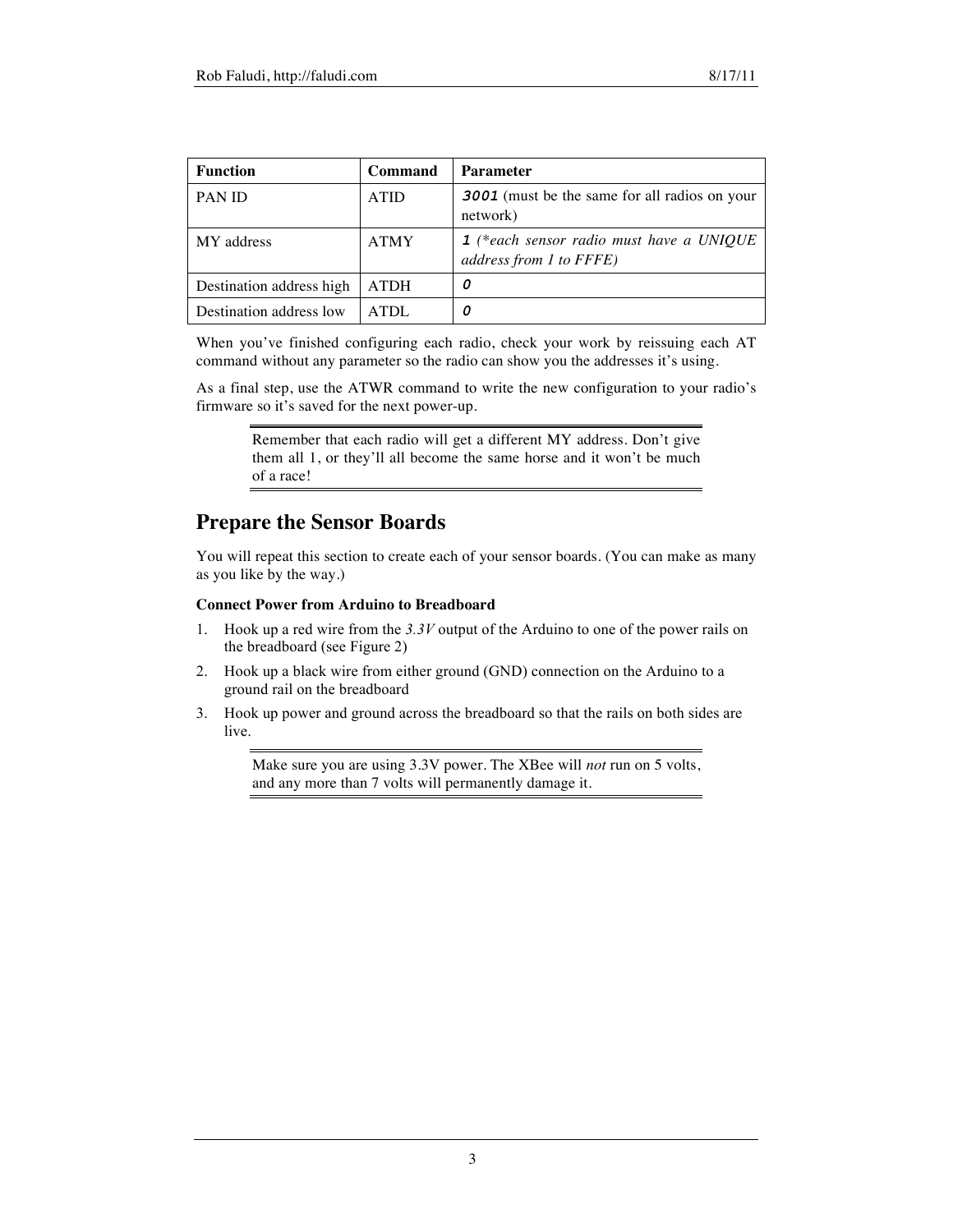| Function | Command | Parameter |
|---|---|---|
| PAN ID | ATID | **`3001`** (must be the same for all radios on your network) |
| MY address | ATMY | **`1`** *(\*each sensor radio must have a UNIQUE address from 1 to FFFE)* |
| Destination address high | ATDH | **`0`** |
| Destination address low | ATDL | **`0`** |

When you've finished configuring each radio, check your work by reissuing each AT command without any parameter so the radio can show you the addresses it's using.

As a final step, use the ATWR command to write the new configuration to your radio's firmware so it's saved for the next power-up.

> Remember that each radio will get a different MY address. Don't give them all 1, or they'll all become the same horse and it won't be much of a race!

## Prepare the Sensor Boards

You will repeat this section to create each of your sensor boards. (You can make as many as you like by the way.)

**Connect Power from Arduino to Breadboard**

1. Hook up a red wire from the *3.3V* output of the Arduino to one of the power rails on the breadboard (see Figure 2)
2. Hook up a black wire from either ground (GND) connection on the Arduino to a ground rail on the breadboard
3. Hook up power and ground across the breadboard so that the rails on both sides are live.

> Make sure you are using 3.3V power. The XBee will *not* run on 5 volts, and any more than 7 volts will permanently damage it.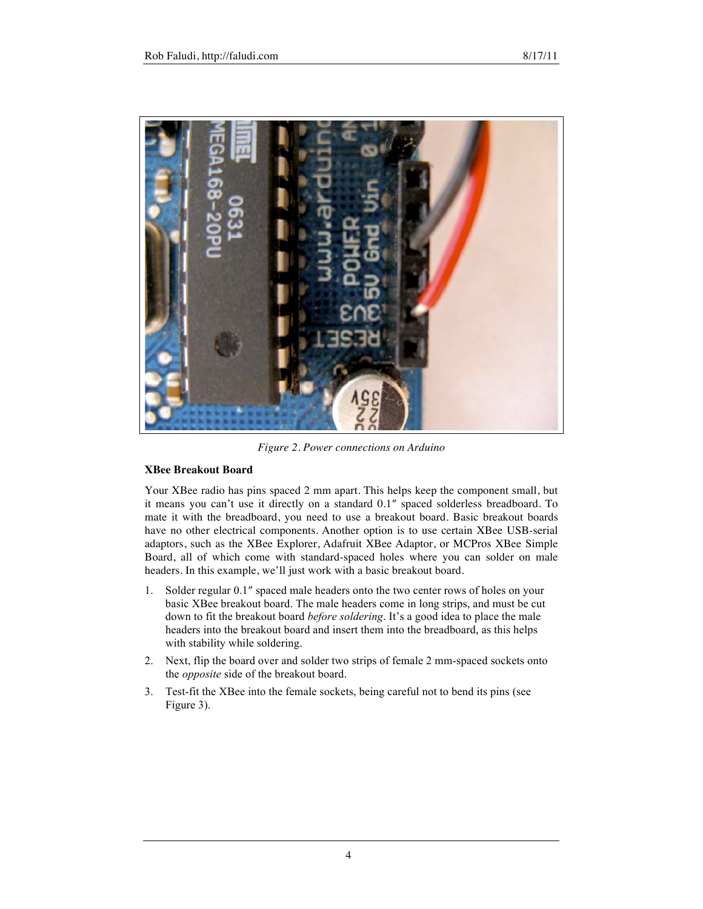*Figure 2. Power connections on Arduino*

**XBee Breakout Board**

Your XBee radio has pins spaced 2 mm apart. This helps keep the component small, but it means you can't use it directly on a standard 0.1″ spaced solderless breadboard. To mate it with the breadboard, you need to use a breakout board. Basic breakout boards have no other electrical components. Another option is to use certain XBee USB-serial adaptors, such as the XBee Explorer, Adafruit XBee Adaptor, or MCPros XBee Simple Board, all of which come with standard-spaced holes where you can solder on male headers. In this example, we'll just work with a basic breakout board.

1. Solder regular 0.1″ spaced male headers onto the two center rows of holes on your basic XBee breakout board. The male headers come in long strips, and must be cut down to fit the breakout board *before soldering*. It's a good idea to place the male headers into the breakout board and insert them into the breadboard, as this helps with stability while soldering.
2. Next, flip the board over and solder two strips of female 2 mm-spaced sockets onto the *opposite* side of the breakout board.
3. Test-fit the XBee into the female sockets, being careful not to bend its pins (see Figure 3).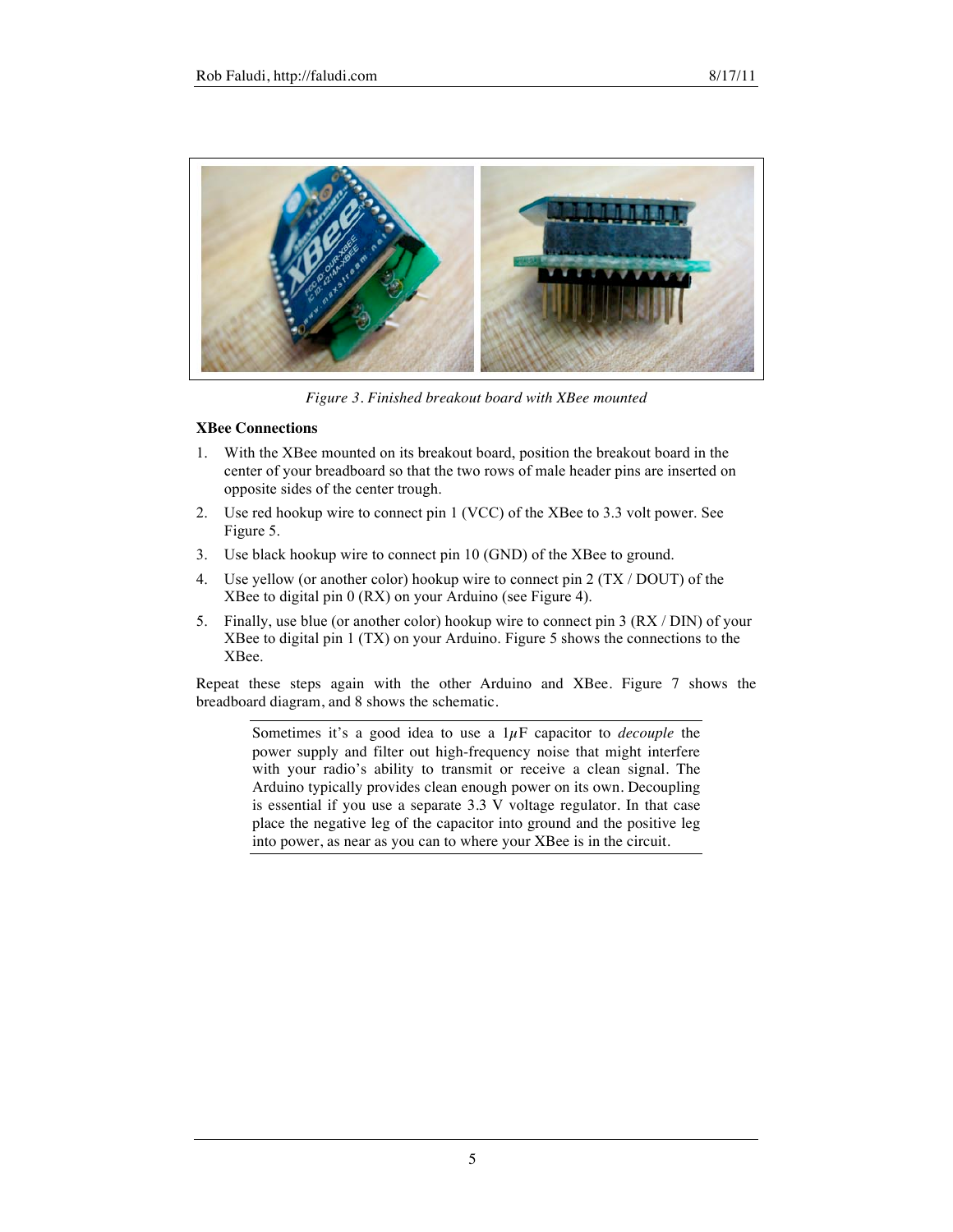*Figure 3. Finished breakout board with XBee mounted*

**XBee Connections**

1. With the XBee mounted on its breakout board, position the breakout board in the center of your breadboard so that the two rows of male header pins are inserted on opposite sides of the center trough.
2. Use red hookup wire to connect pin 1 (VCC) of the XBee to 3.3 volt power. See Figure 5.
3. Use black hookup wire to connect pin 10 (GND) of the XBee to ground.
4. Use yellow (or another color) hookup wire to connect pin 2 (TX / DOUT) of the XBee to digital pin 0 (RX) on your Arduino (see Figure 4).
5. Finally, use blue (or another color) hookup wire to connect pin 3 (RX / DIN) of your XBee to digital pin 1 (TX) on your Arduino. Figure 5 shows the connections to the XBee.

Repeat these steps again with the other Arduino and XBee. Figure 7 shows the breadboard diagram, and 8 shows the schematic.

> Sometimes it's a good idea to use a 1$\mu$F capacitor to *decouple* the power supply and filter out high-frequency noise that might interfere with your radio's ability to transmit or receive a clean signal. The Arduino typically provides clean enough power on its own. Decoupling is essential if you use a separate 3.3 V voltage regulator. In that case place the negative leg of the capacitor into ground and the positive leg into power, as near as you can to where your XBee is in the circuit.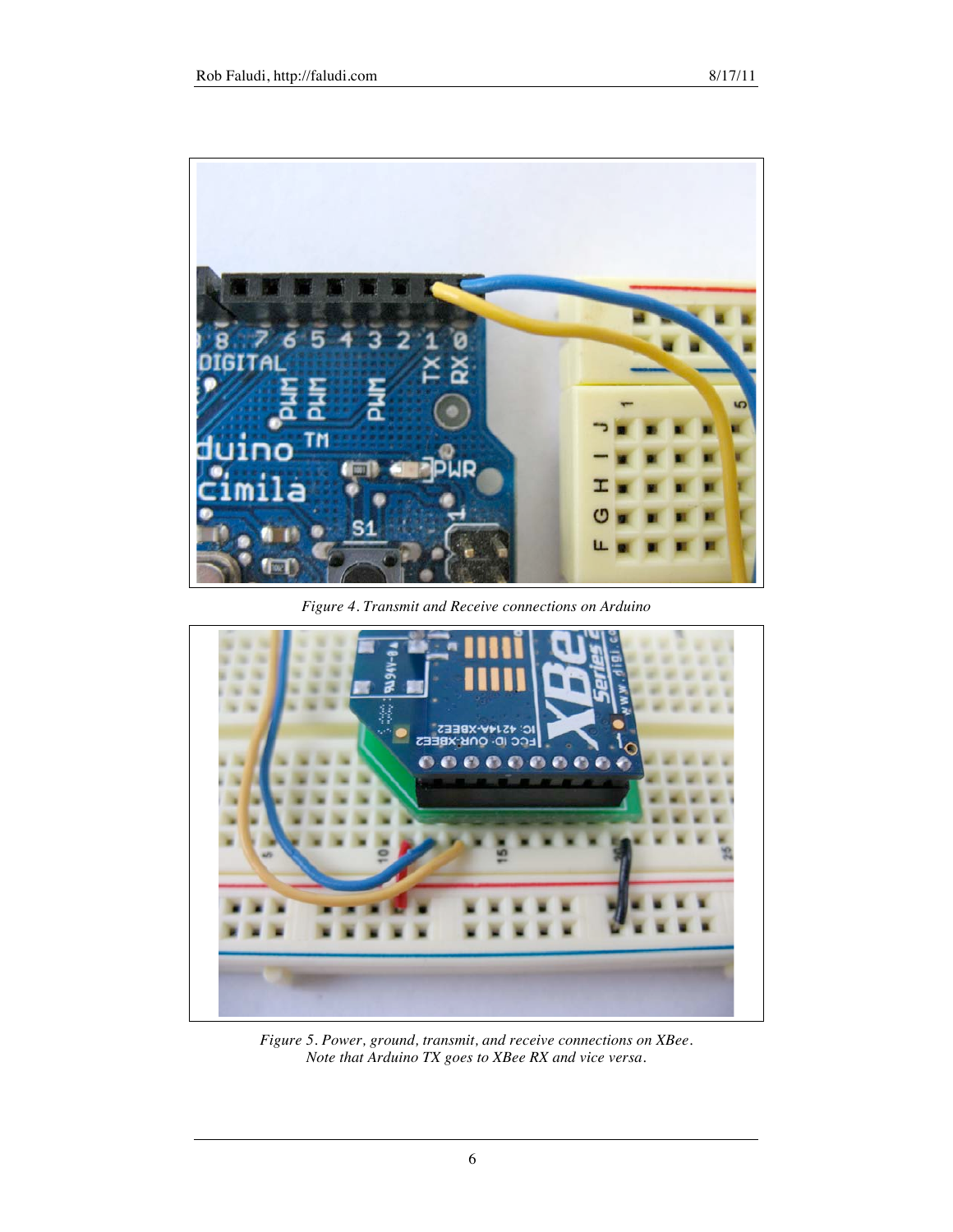*Figure 4. Transmit and Receive connections on Arduino*

*Figure 5. Power, ground, transmit, and receive connections on XBee. Note that Arduino TX goes to XBee RX and vice versa.*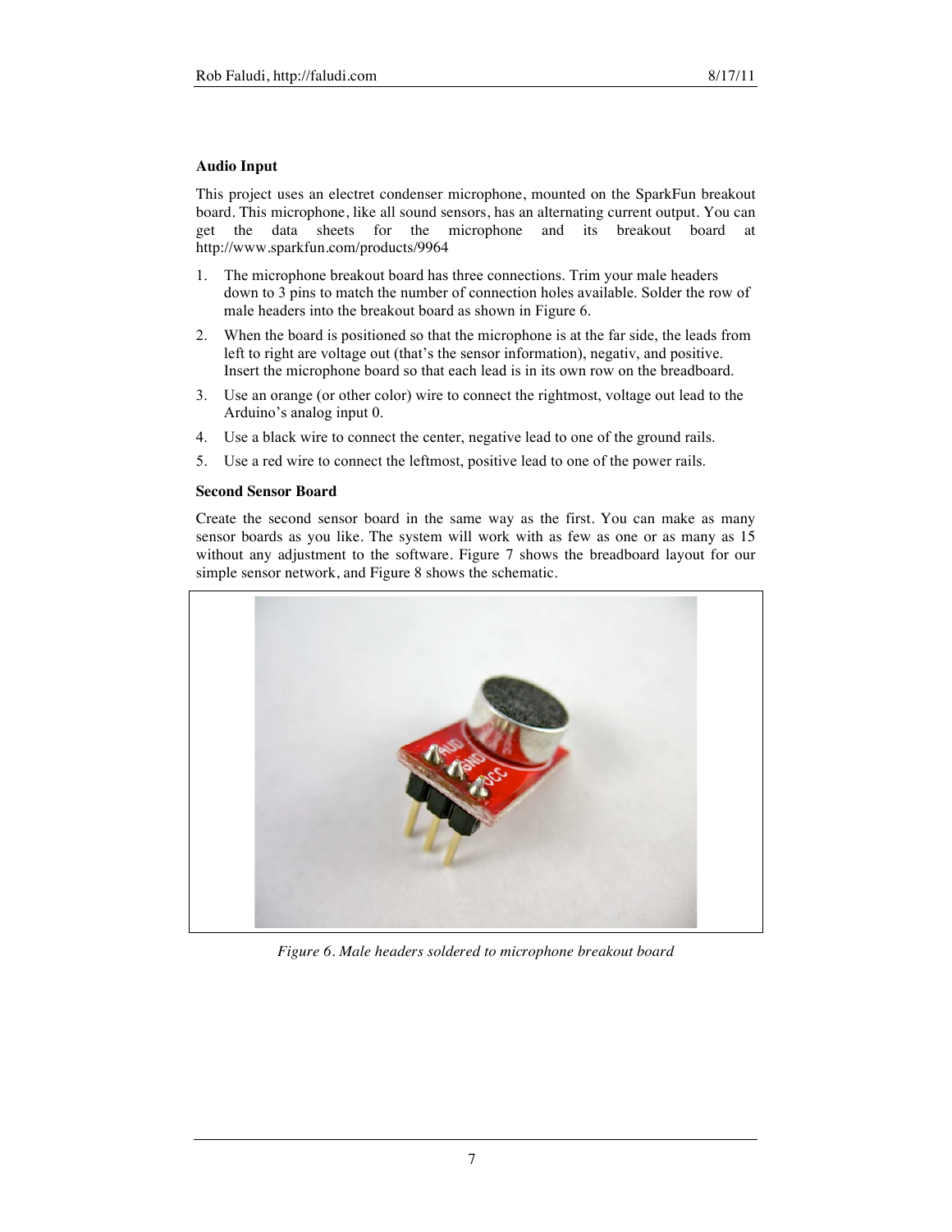**Audio Input**

This project uses an electret condenser microphone, mounted on the SparkFun breakout board. This microphone, like all sound sensors, has an alternating current output. You can get the data sheets for the microphone and its breakout board at http://www.sparkfun.com/products/9964

1. The microphone breakout board has three connections. Trim your male headers down to 3 pins to match the number of connection holes available. Solder the row of male headers into the breakout board as shown in Figure 6.
2. When the board is positioned so that the microphone is at the far side, the leads from left to right are voltage out (that's the sensor information), negativ, and positive. Insert the microphone board so that each lead is in its own row on the breadboard.
3. Use an orange (or other color) wire to connect the rightmost, voltage out lead to the Arduino's analog input 0.
4. Use a black wire to connect the center, negative lead to one of the ground rails.
5. Use a red wire to connect the leftmost, positive lead to one of the power rails.

**Second Sensor Board**

Create the second sensor board in the same way as the first. You can make as many sensor boards as you like. The system will work with as few as one or as many as 15 without any adjustment to the software. Figure 7 shows the breadboard layout for our simple sensor network, and Figure 8 shows the schematic.

*Figure 6. Male headers soldered to microphone breakout board*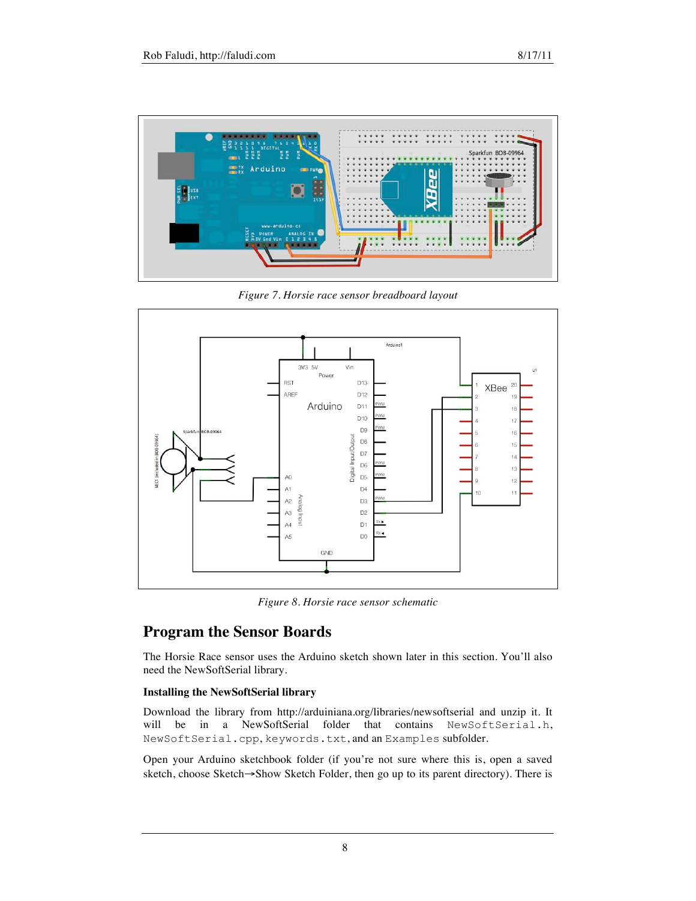*Figure 7. Horsie race sensor breadboard layout*

*Figure 8. Horsie race sensor schematic*

## Program the Sensor Boards

The Horsie Race sensor uses the Arduino sketch shown later in this section. You'll also need the NewSoftSerial library.

### Installing the NewSoftSerial library

Download the library from http://arduiniana.org/libraries/newsoftserial and unzip it. It will be in a NewSoftSerial folder that contains `NewSoftSerial.h`, `NewSoftSerial.cpp`, `keywords.txt`, and an `Examples` subfolder.

Open your Arduino sketchbook folder (if you're not sure where this is, open a saved sketch, choose Sketch→Show Sketch Folder, then go up to its parent directory). There is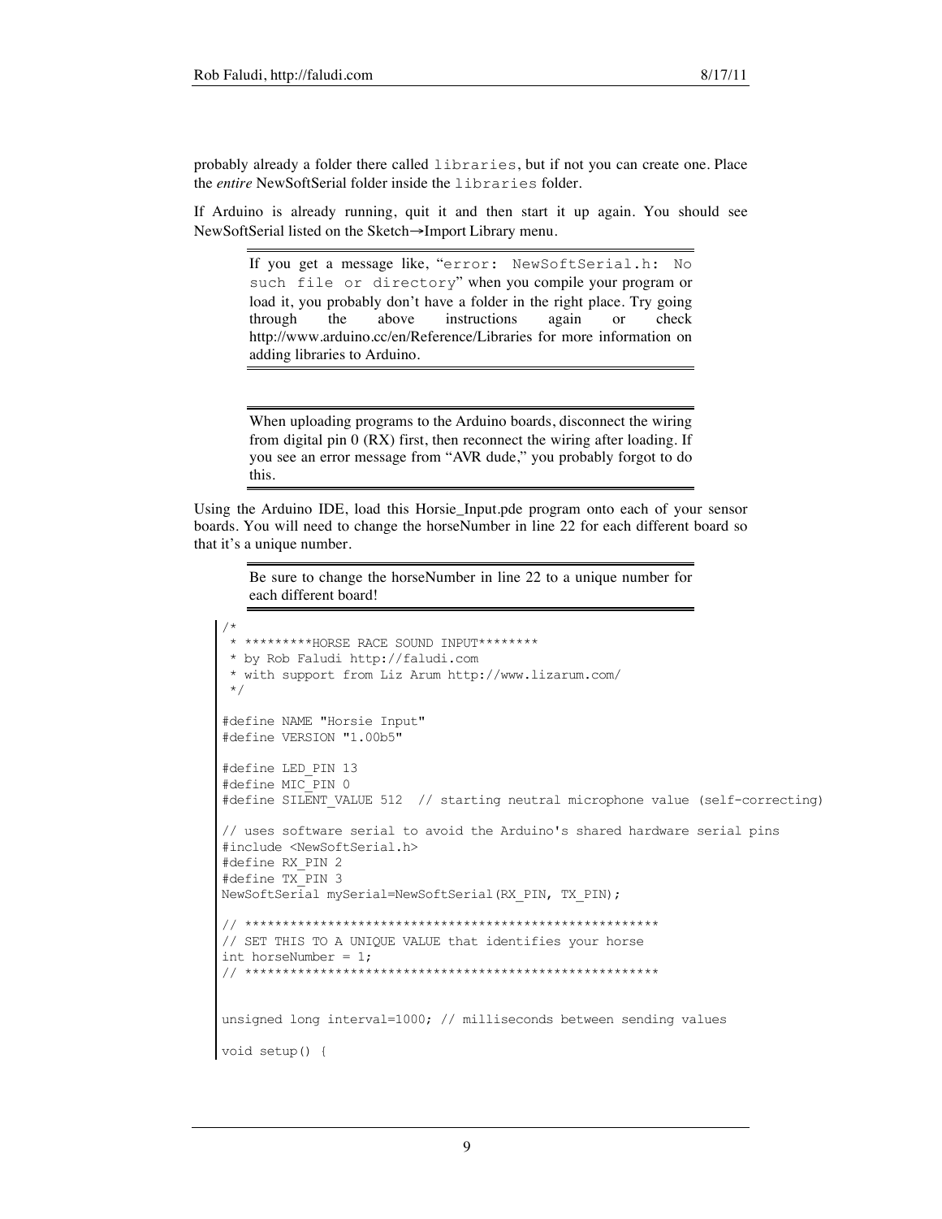probably already a folder there called `libraries`, but if not you can create one. Place the *entire* NewSoftSerial folder inside the `libraries` folder.

If Arduino is already running, quit it and then start it up again. You should see NewSoftSerial listed on the Sketch→Import Library menu.

> If you get a message like, "`error: NewSoftSerial.h: No such file or directory`" when you compile your program or load it, you probably don't have a folder in the right place. Try going through the above instructions again or check http://www.arduino.cc/en/Reference/Libraries for more information on adding libraries to Arduino.

> When uploading programs to the Arduino boards, disconnect the wiring from digital pin 0 (RX) first, then reconnect the wiring after loading. If you see an error message from "AVR dude," you probably forgot to do this.

Using the Arduino IDE, load this Horsie_Input.pde program onto each of your sensor boards. You will need to change the horseNumber in line 22 for each different board so that it's a unique number.

> Be sure to change the horseNumber in line 22 to a unique number for each different board!

```
/*
 * *********HORSE RACE SOUND INPUT********
 * by Rob Faludi http://faludi.com
 * with support from Liz Arum http://www.lizarum.com/
 */

#define NAME "Horsie Input"
#define VERSION "1.00b5"

#define LED_PIN 13
#define MIC_PIN 0
#define SILENT_VALUE 512  // starting neutral microphone value (self-correcting)

// uses software serial to avoid the Arduino's shared hardware serial pins
#include <NewSoftSerial.h>
#define RX_PIN 2
#define TX_PIN 3
NewSoftSerial mySerial=NewSoftSerial(RX_PIN, TX_PIN);

// ******************************************************
// SET THIS TO A UNIQUE VALUE that identifies your horse
int horseNumber = 1;
// ******************************************************


unsigned long interval=1000; // milliseconds between sending values

void setup() {
```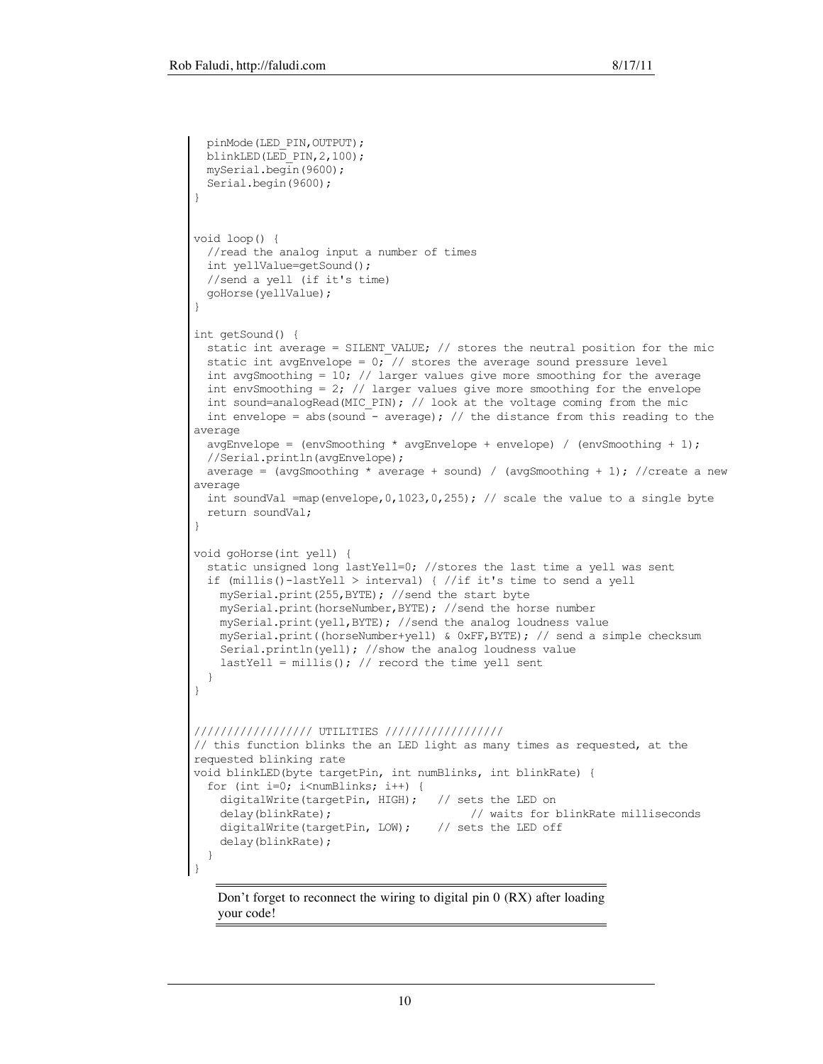```
  pinMode(LED_PIN,OUTPUT);
  blinkLED(LED_PIN,2,100);
  mySerial.begin(9600);
  Serial.begin(9600);
}


void loop() {
  //read the analog input a number of times
  int yellValue=getSound();
  //send a yell (if it's time)
  goHorse(yellValue);
}

int getSound() {
  static int average = SILENT_VALUE; // stores the neutral position for the mic
  static int avgEnvelope = 0; // stores the average sound pressure level
  int avgSmoothing = 10; // larger values give more smoothing for the average
  int envSmoothing = 2; // larger values give more smoothing for the envelope
  int sound=analogRead(MIC_PIN); // look at the voltage coming from the mic
  int envelope = abs(sound - average); // the distance from this reading to the
average
  avgEnvelope = (envSmoothing * avgEnvelope + envelope) / (envSmoothing + 1);
  //Serial.println(avgEnvelope);
  average = (avgSmoothing * average + sound) / (avgSmoothing + 1); //create a new
average
  int soundVal =map(envelope,0,1023,0,255); // scale the value to a single byte
  return soundVal;
}

void goHorse(int yell) {
  static unsigned long lastYell=0; //stores the last time a yell was sent
  if (millis()-lastYell > interval) { //if it's time to send a yell
    mySerial.print(255,BYTE); //send the start byte
    mySerial.print(horseNumber,BYTE); //send the horse number
    mySerial.print(yell,BYTE); //send the analog loudness value
    mySerial.print((horseNumber+yell) & 0xFF,BYTE); // send a simple checksum
    Serial.println(yell); //show the analog loudness value
    lastYell = millis(); // record the time yell sent
  }
}


///////////////// UTILITIES /////////////////
// this function blinks the an LED light as many times as requested, at the
requested blinking rate
void blinkLED(byte targetPin, int numBlinks, int blinkRate) {
  for (int i=0; i<numBlinks; i++) {
    digitalWrite(targetPin, HIGH);   // sets the LED on
    delay(blinkRate);                      // waits for blinkRate milliseconds
    digitalWrite(targetPin, LOW);    // sets the LED off
    delay(blinkRate);
  }
}
```

Don't forget to reconnect the wiring to digital pin 0 (RX) after loading your code!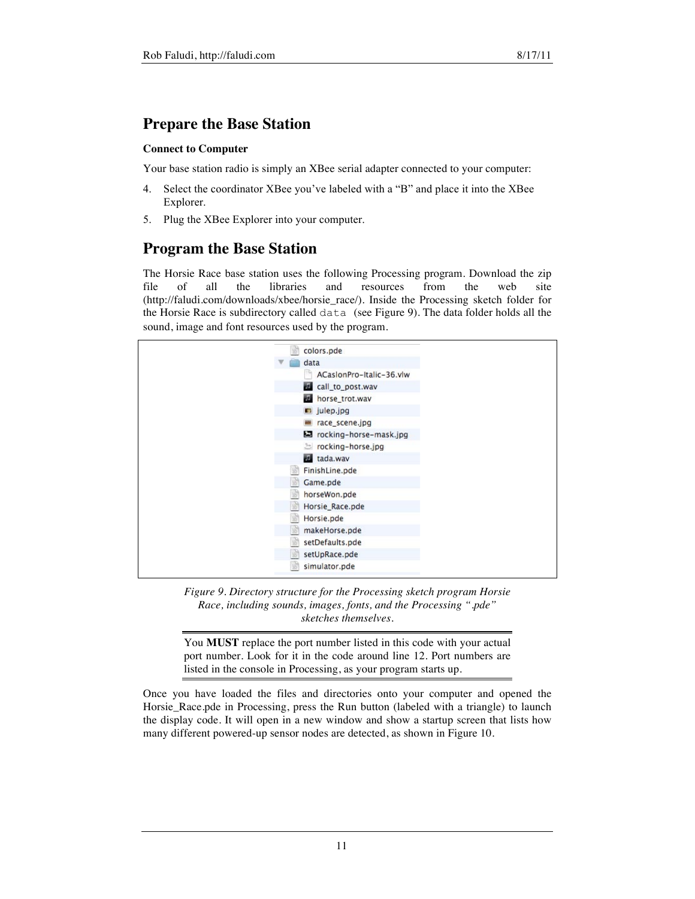## Prepare the Base Station

**Connect to Computer**

Your base station radio is simply an XBee serial adapter connected to your computer:

4. Select the coordinator XBee you've labeled with a "B" and place it into the XBee Explorer.
5. Plug the XBee Explorer into your computer.

## Program the Base Station

The Horsie Race base station uses the following Processing program. Download the zip file of all the libraries and resources from the web site (http://faludi.com/downloads/xbee/horsie_race/). Inside the Processing sketch folder for the Horsie Race is subdirectory called `data` (see Figure 9). The data folder holds all the sound, image and font resources used by the program.

```
colors.pde
▼ data
    ACaslonPro-Italic-36.vlw
    call_to_post.wav
    horse_trot.wav
    julep.jpg
    race_scene.jpg
    rocking-horse-mask.jpg
    rocking-horse.jpg
    tada.wav
FinishLine.pde
Game.pde
horseWon.pde
Horsie_Race.pde
Horsie.pde
makeHorse.pde
setDefaults.pde
setUpRace.pde
simulator.pde
```

*Figure 9. Directory structure for the Processing sketch program Horsie Race, including sounds, images, fonts, and the Processing ".pde" sketches themselves.*

> You **MUST** replace the port number listed in this code with your actual port number. Look for it in the code around line 12. Port numbers are listed in the console in Processing, as your program starts up.

Once you have loaded the files and directories onto your computer and opened the Horsie_Race.pde in Processing, press the Run button (labeled with a triangle) to launch the display code. It will open in a new window and show a startup screen that lists how many different powered-up sensor nodes are detected, as shown in Figure 10.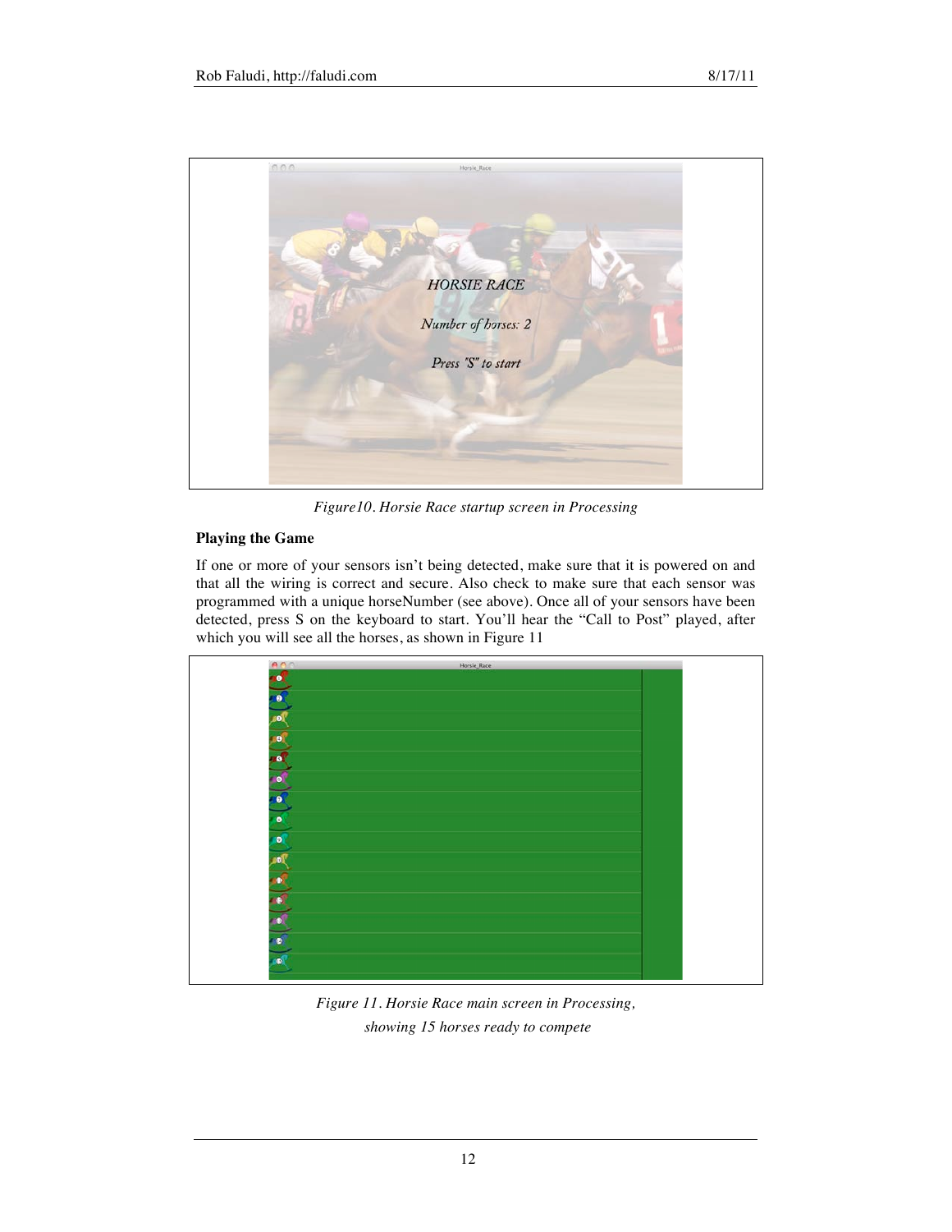*Figure10. Horsie Race startup screen in Processing*

**Playing the Game**

If one or more of your sensors isn't being detected, make sure that it is powered on and that all the wiring is correct and secure. Also check to make sure that each sensor was programmed with a unique horseNumber (see above). Once all of your sensors have been detected, press S on the keyboard to start. You'll hear the "Call to Post" played, after which you will see all the horses, as shown in Figure 11

*Figure 11. Horsie Race main screen in Processing, showing 15 horses ready to compete*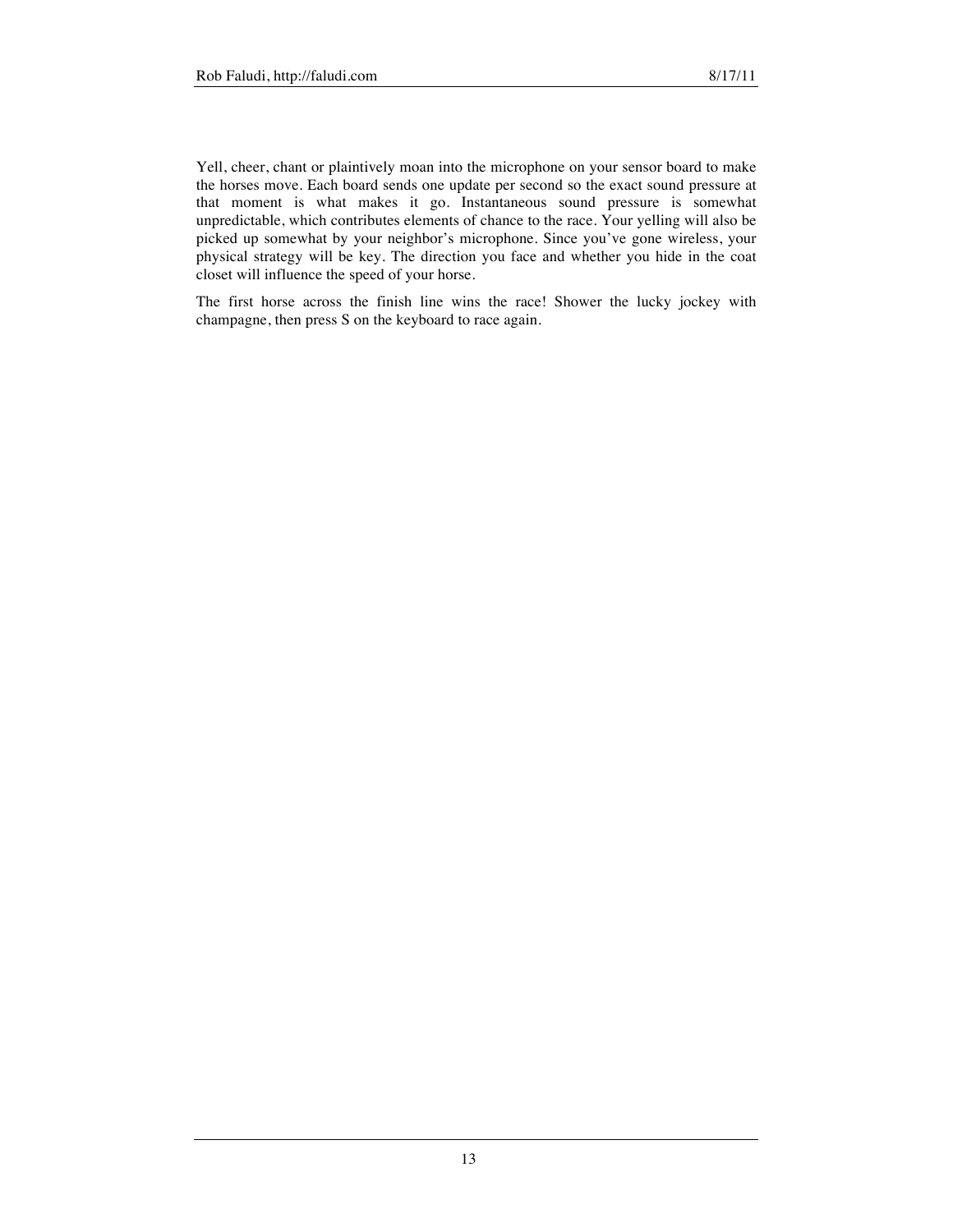Yell, cheer, chant or plaintively moan into the microphone on your sensor board to make the horses move. Each board sends one update per second so the exact sound pressure at that moment is what makes it go. Instantaneous sound pressure is somewhat unpredictable, which contributes elements of chance to the race. Your yelling will also be picked up somewhat by your neighbor's microphone. Since you've gone wireless, your physical strategy will be key. The direction you face and whether you hide in the coat closet will influence the speed of your horse.

The first horse across the finish line wins the race! Shower the lucky jockey with champagne, then press S on the keyboard to race again.